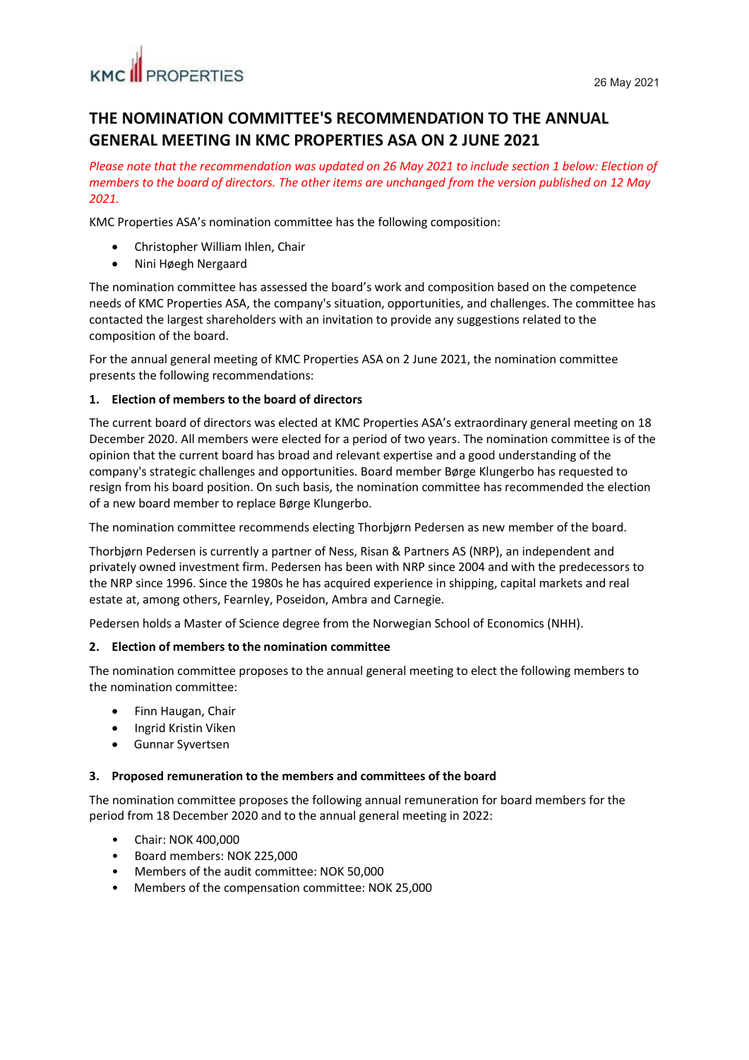KMC PROPERTIES

26 May 2021

# THE NOMINATION COMMITTEE'S RECOMMENDATION TO THE ANNUAL GENERAL MEETING IN KMC PROPERTIES ASA ON 2 JUNE 2021

*Please note that the recommendation was updated on 26 May 2021 to include section 1 below: Election of members to the board of directors. The other items are unchanged from the version published on 12 May 2021.*

KMC Properties ASA's nomination committee has the following composition:

- Christopher William Ihlen, Chair
- Nini Høegh Nergaard

The nomination committee has assessed the board's work and composition based on the competence needs of KMC Properties ASA, the company's situation, opportunities, and challenges. The committee has contacted the largest shareholders with an invitation to provide any suggestions related to the composition of the board.

For the annual general meeting of KMC Properties ASA on 2 June 2021, the nomination committee presents the following recommendations:

### 1. Election of members to the board of directors

The current board of directors was elected at KMC Properties ASA's extraordinary general meeting on 18 December 2020. All members were elected for a period of two years. The nomination committee is of the opinion that the current board has broad and relevant expertise and a good understanding of the company's strategic challenges and opportunities. Board member Børge Klungerbo has requested to resign from his board position. On such basis, the nomination committee has recommended the election of a new board member to replace Børge Klungerbo.

The nomination committee recommends electing Thorbjørn Pedersen as new member of the board.

Thorbjørn Pedersen is currently a partner of Ness, Risan & Partners AS (NRP), an independent and privately owned investment firm. Pedersen has been with NRP since 2004 and with the predecessors to the NRP since 1996. Since the 1980s he has acquired experience in shipping, capital markets and real estate at, among others, Fearnley, Poseidon, Ambra and Carnegie.

Pedersen holds a Master of Science degree from the Norwegian School of Economics (NHH).

### 2. Election of members to the nomination committee

The nomination committee proposes to the annual general meeting to elect the following members to the nomination committee:

- Finn Haugan, Chair
- Ingrid Kristin Viken
- Gunnar Syvertsen

### 3. Proposed remuneration to the members and committees of the board

The nomination committee proposes the following annual remuneration for board members for the period from 18 December 2020 and to the annual general meeting in 2022:

- Chair: NOK 400,000
- Board members: NOK 225,000
- Members of the audit committee: NOK 50,000
- Members of the compensation committee: NOK 25,000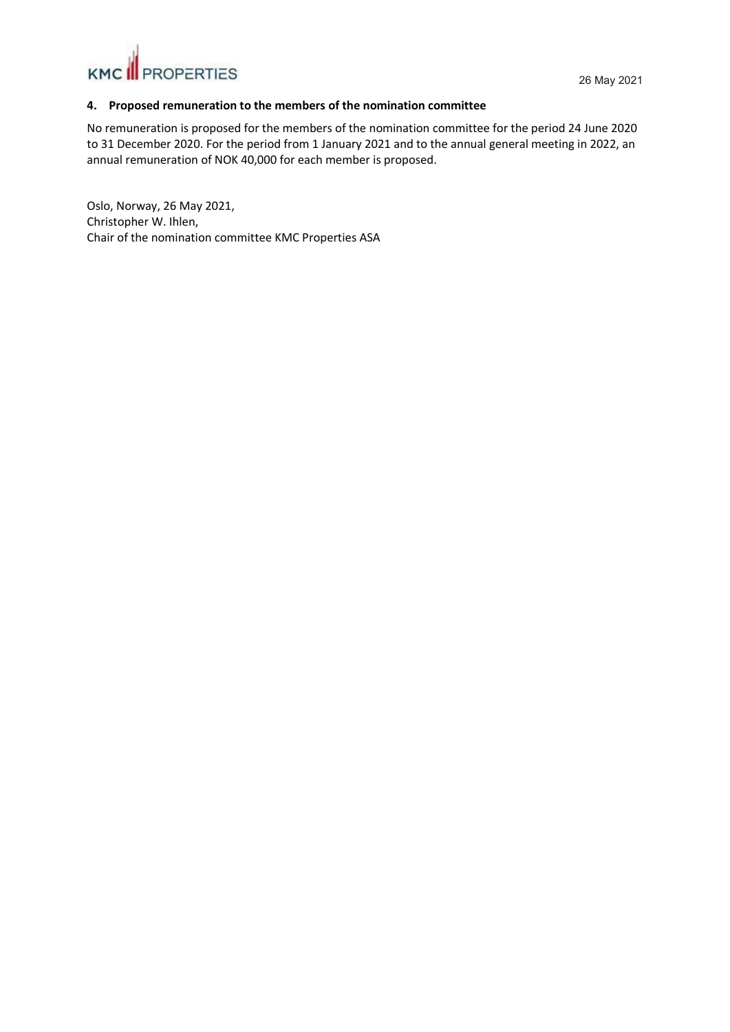## 4. Proposed remuneration to the members of the nomination committee

No remuneration is proposed for the members of the nomination committee for the period 24 June 2020 to 31 December 2020. For the period from 1 January 2021 and to the annual general meeting in 2022, an annual remuneration of NOK 40,000 for each member is proposed.

Oslo, Norway, 26 May 2021,
Christopher W. Ihlen,
Chair of the nomination committee KMC Properties ASA